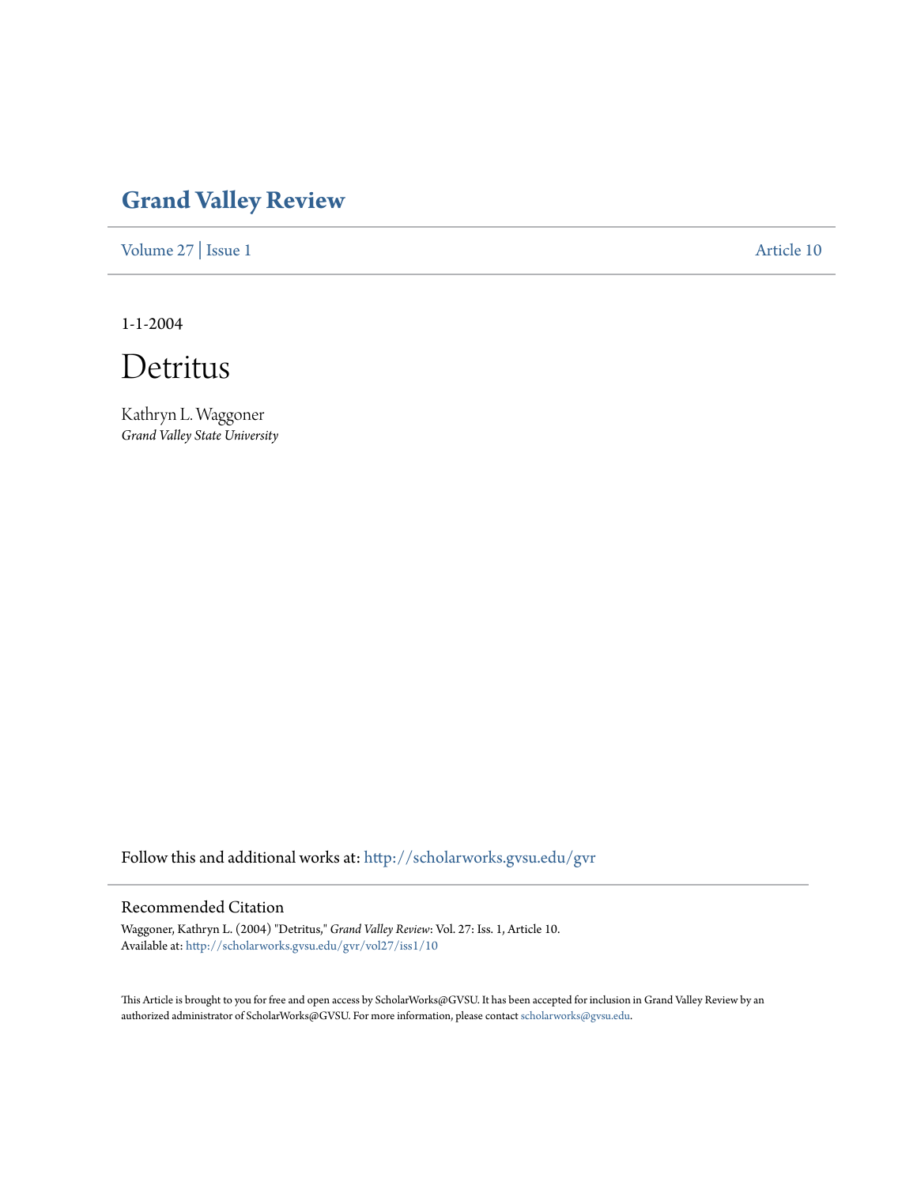# Grand Valley Review

Volume 27 | Issue 1 Article 10

1-1-2004

# Detritus

Kathryn L. Waggoner
*Grand Valley State University*

Follow this and additional works at: http://scholarworks.gvsu.edu/gvr

## Recommended Citation

Waggoner, Kathryn L. (2004) "Detritus," *Grand Valley Review*: Vol. 27: Iss. 1, Article 10.
Available at: http://scholarworks.gvsu.edu/gvr/vol27/iss1/10

This Article is brought to you for free and open access by ScholarWorks@GVSU. It has been accepted for inclusion in Grand Valley Review by an authorized administrator of ScholarWorks@GVSU. For more information, please contact scholarworks@gvsu.edu.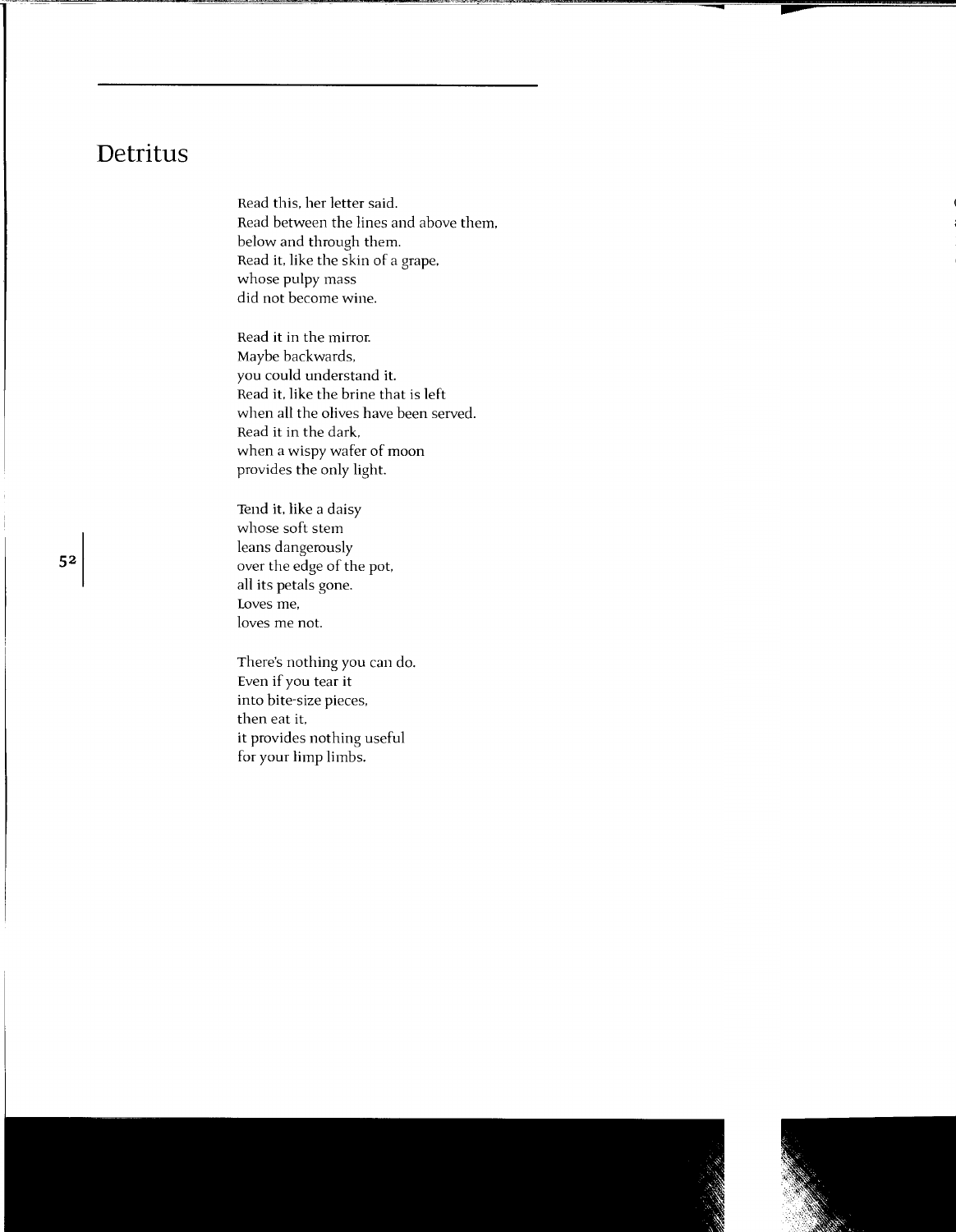# Detritus

Read this, her letter said.  
Read between the lines and above them,  
below and through them.  
Read it, like the skin of a grape,  
whose pulpy mass  
did not become wine.

Read it in the mirror.  
Maybe backwards,  
you could understand it.  
Read it, like the brine that is left  
when all the olives have been served.  
Read it in the dark,  
when a wispy wafer of moon  
provides the only light.

Tend it, like a daisy  
whose soft stem  
leans dangerously  
over the edge of the pot,  
all its petals gone.  
Loves me,  
loves me not.

There's nothing you can do.  
Even if you tear it  
into bite-size pieces,  
then eat it,  
it provides nothing useful  
for your limp limbs.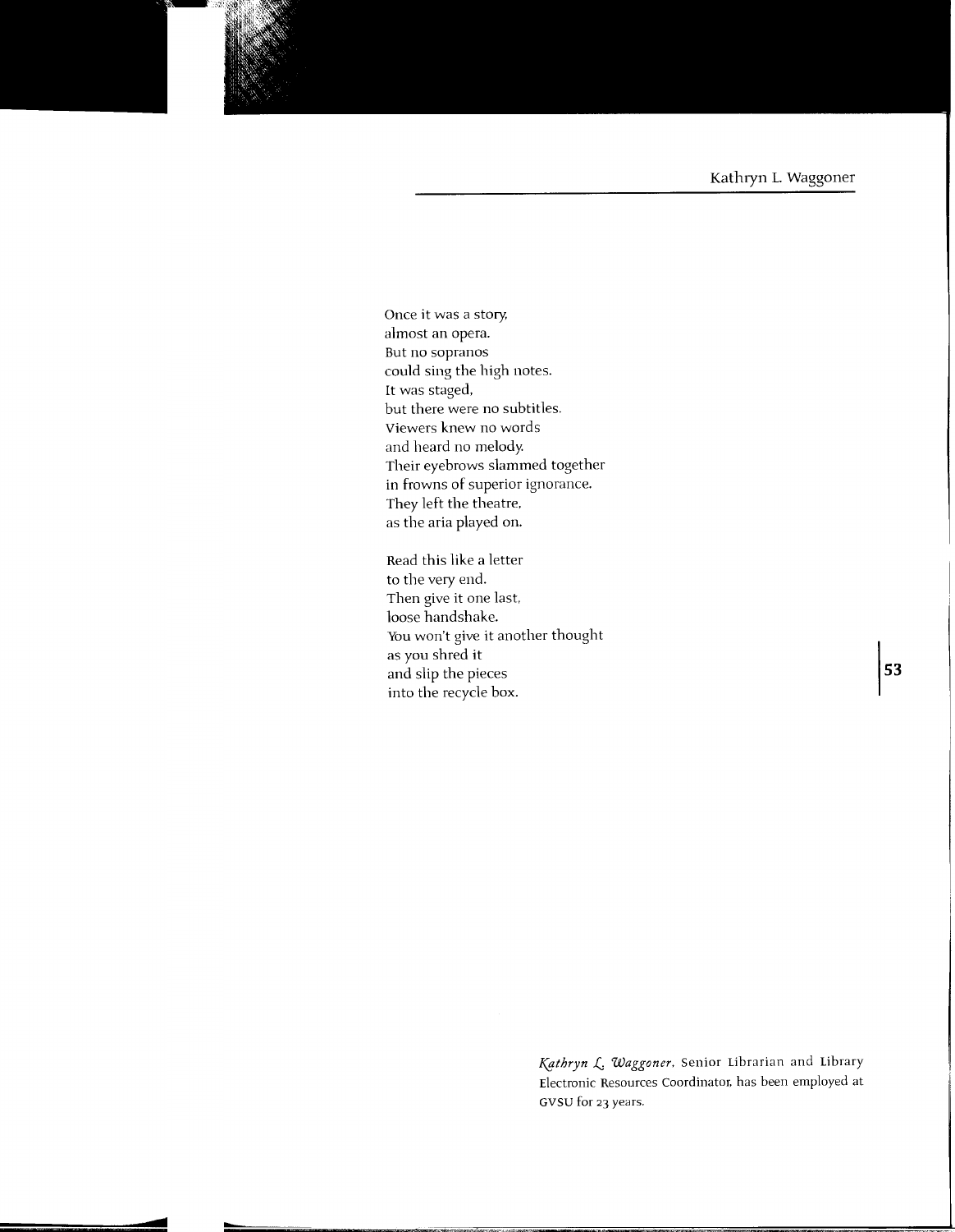Once it was a story,
almost an opera.
But no sopranos
could sing the high notes.
It was staged,
but there were no subtitles.
Viewers knew no words
and heard no melody.
Their eyebrows slammed together
in frowns of superior ignorance.
They left the theatre,
as the aria played on.

Read this like a letter
to the very end.
Then give it one last,
loose handshake.
You won't give it another thought
as you shred it
and slip the pieces
into the recycle box.

*Kathryn L. Waggoner*, Senior Librarian and Library Electronic Resources Coordinator, has been employed at GVSU for 23 years.